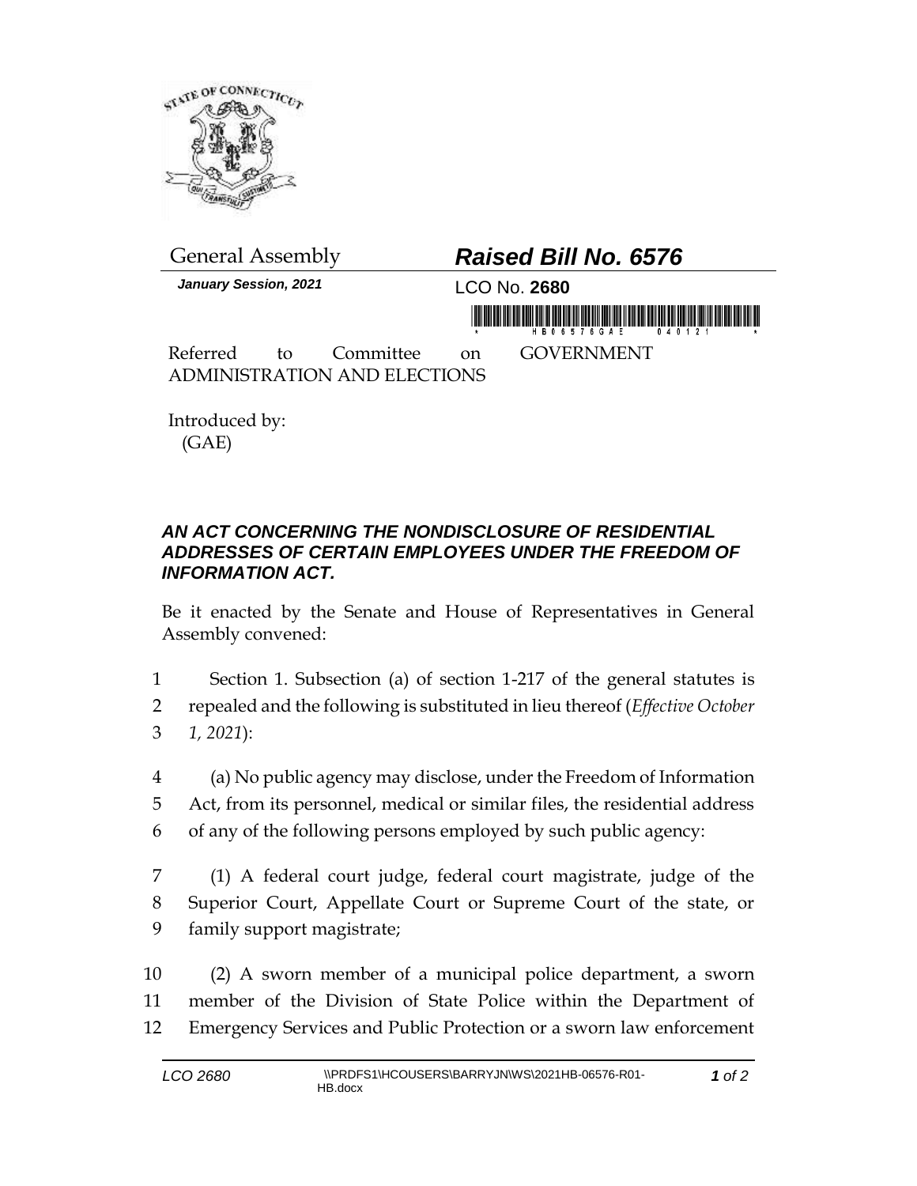General Assembly

# *Raised Bill No. 6576*

***January Session, 2021***

LCO No. **2680**

Referred to Committee on GOVERNMENT ADMINISTRATION AND ELECTIONS

Introduced by:
(GAE)

## *AN ACT CONCERNING THE NONDISCLOSURE OF RESIDENTIAL ADDRESSES OF CERTAIN EMPLOYEES UNDER THE FREEDOM OF INFORMATION ACT.*

Be it enacted by the Senate and House of Representatives in General Assembly convened:

1 Section 1. Subsection (a) of section 1-217 of the general statutes is
2 repealed and the following is substituted in lieu thereof (*Effective October*
3 *1, 2021*):

4 (a) No public agency may disclose, under the Freedom of Information
5 Act, from its personnel, medical or similar files, the residential address
6 of any of the following persons employed by such public agency:

7 (1) A federal court judge, federal court magistrate, judge of the
8 Superior Court, Appellate Court or Supreme Court of the state, or
9 family support magistrate;

10 (2) A sworn member of a municipal police department, a sworn
11 member of the Division of State Police within the Department of
12 Emergency Services and Public Protection or a sworn law enforcement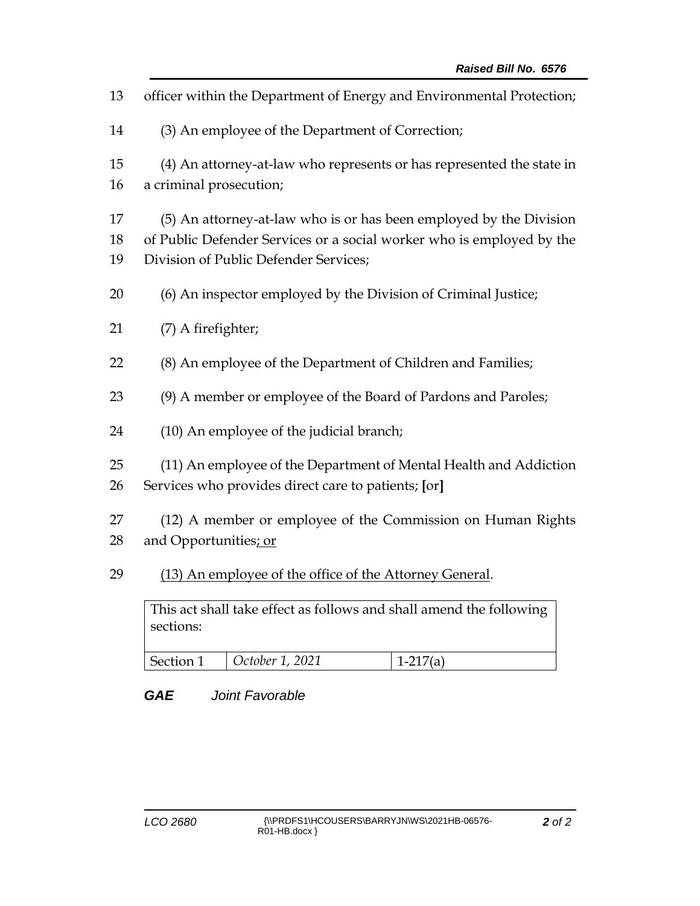officer within the Department of Energy and Environmental Protection;

(3) An employee of the Department of Correction;

(4) An attorney-at-law who represents or has represented the state in a criminal prosecution;

(5) An attorney-at-law who is or has been employed by the Division of Public Defender Services or a social worker who is employed by the Division of Public Defender Services;

(6) An inspector employed by the Division of Criminal Justice;

(7) A firefighter;

(8) An employee of the Department of Children and Families;

(9) A member or employee of the Board of Pardons and Paroles;

(10) An employee of the judicial branch;

(11) An employee of the Department of Mental Health and Addiction Services who provides direct care to patients; **[**or**]**

(12) A member or employee of the Commission on Human Rights and Opportunities<u>; or</u>

<u>(13) An employee of the office of the Attorney General</u>.

| This act shall take effect as follows and shall amend the following sections: | | |
|---|---|---|
| Section 1 | *October 1, 2021* | 1-217(a) |

***GAE*** *Joint Favorable*